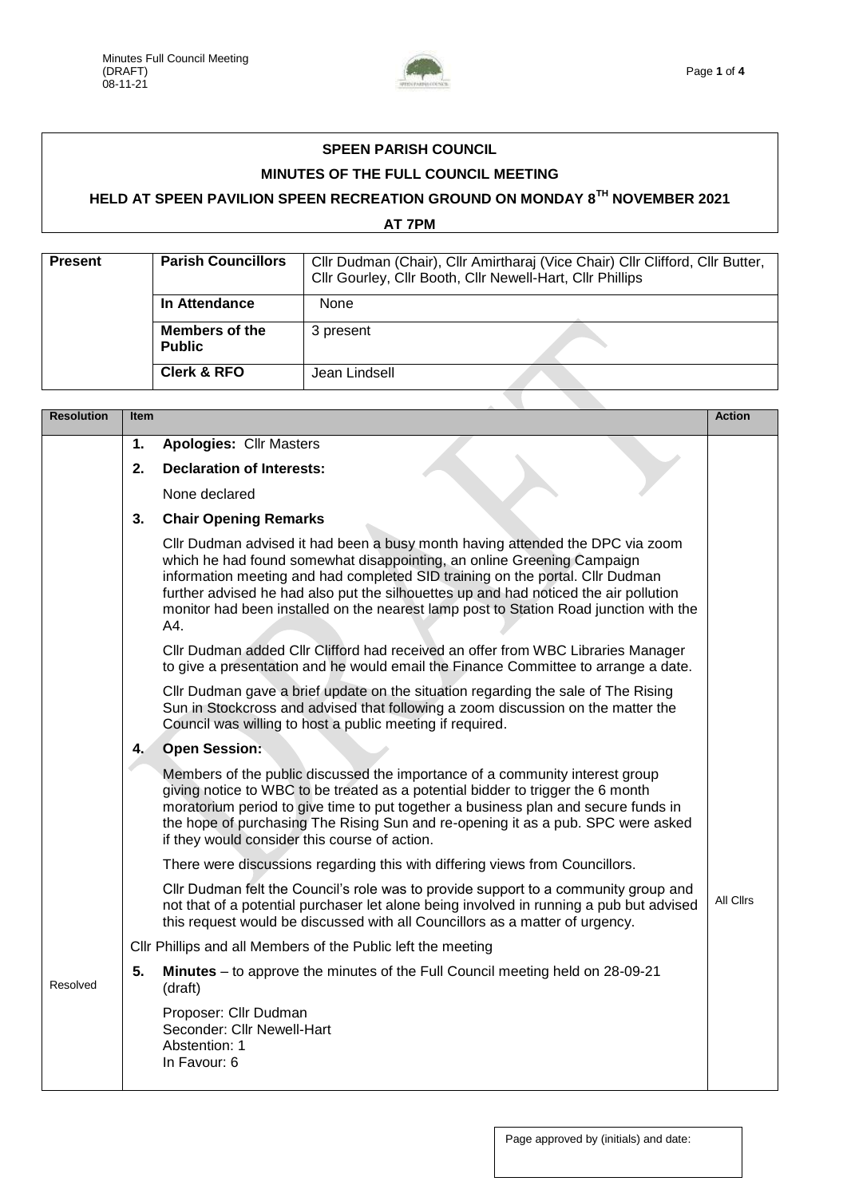**SPEEN PARISH COUNCIL**

**MINUTES OF THE FULL COUNCIL MEETING**

**HELD AT SPEEN PAVILION SPEEN RECREATION GROUND ON MONDAY 8TH NOVEMBER 2021**

**AT 7PM**

| Present | | |
|---|---|---|
| | **Parish Councillors** | Cllr Dudman (Chair), Cllr Amirtharaj (Vice Chair) Cllr Clifford, Cllr Butter, Cllr Gourley, Cllr Booth, Cllr Newell-Hart, Cllr Phillips |
| | **In Attendance** | None |
| | **Members of the Public** | 3 present |
| | **Clerk & RFO** | Jean Lindsell |

| Resolution | Item | Action |
|---|---|---|
| | **1. Apologies:** Cllr Masters | |
| | **2. Declaration of Interests:** | |
| | None declared | |
| | **3. Chair Opening Remarks** | |
| | Cllr Dudman advised it had been a busy month having attended the DPC via zoom which he had found somewhat disappointing, an online Greening Campaign information meeting and had completed SID training on the portal. Cllr Dudman further advised he had also put the silhouettes up and had noticed the air pollution monitor had been installed on the nearest lamp post to Station Road junction with the A4. | |
| | Cllr Dudman added Cllr Clifford had received an offer from WBC Libraries Manager to give a presentation and he would email the Finance Committee to arrange a date. | |
| | Cllr Dudman gave a brief update on the situation regarding the sale of The Rising Sun in Stockcross and advised that following a zoom discussion on the matter the Council was willing to host a public meeting if required. | |
| | **4. Open Session:** | |
| | Members of the public discussed the importance of a community interest group giving notice to WBC to be treated as a potential bidder to trigger the 6 month moratorium period to give time to put together a business plan and secure funds in the hope of purchasing The Rising Sun and re-opening it as a pub. SPC were asked if they would consider this course of action. | |
| | There were discussions regarding this with differing views from Councillors. | |
| | Cllr Dudman felt the Council's role was to provide support to a community group and not that of a potential purchaser let alone being involved in running a pub but advised this request would be discussed with all Councillors as a matter of urgency. | All Cllrs |
| | Cllr Phillips and all Members of the Public left the meeting | |
| Resolved | **5. Minutes** – to approve the minutes of the Full Council meeting held on 28-09-21 (draft) | |
| | Proposer: Cllr Dudman<br>Seconder: Cllr Newell-Hart<br>Abstention: 1<br>In Favour: 6 | |

Page approved by (initials) and date: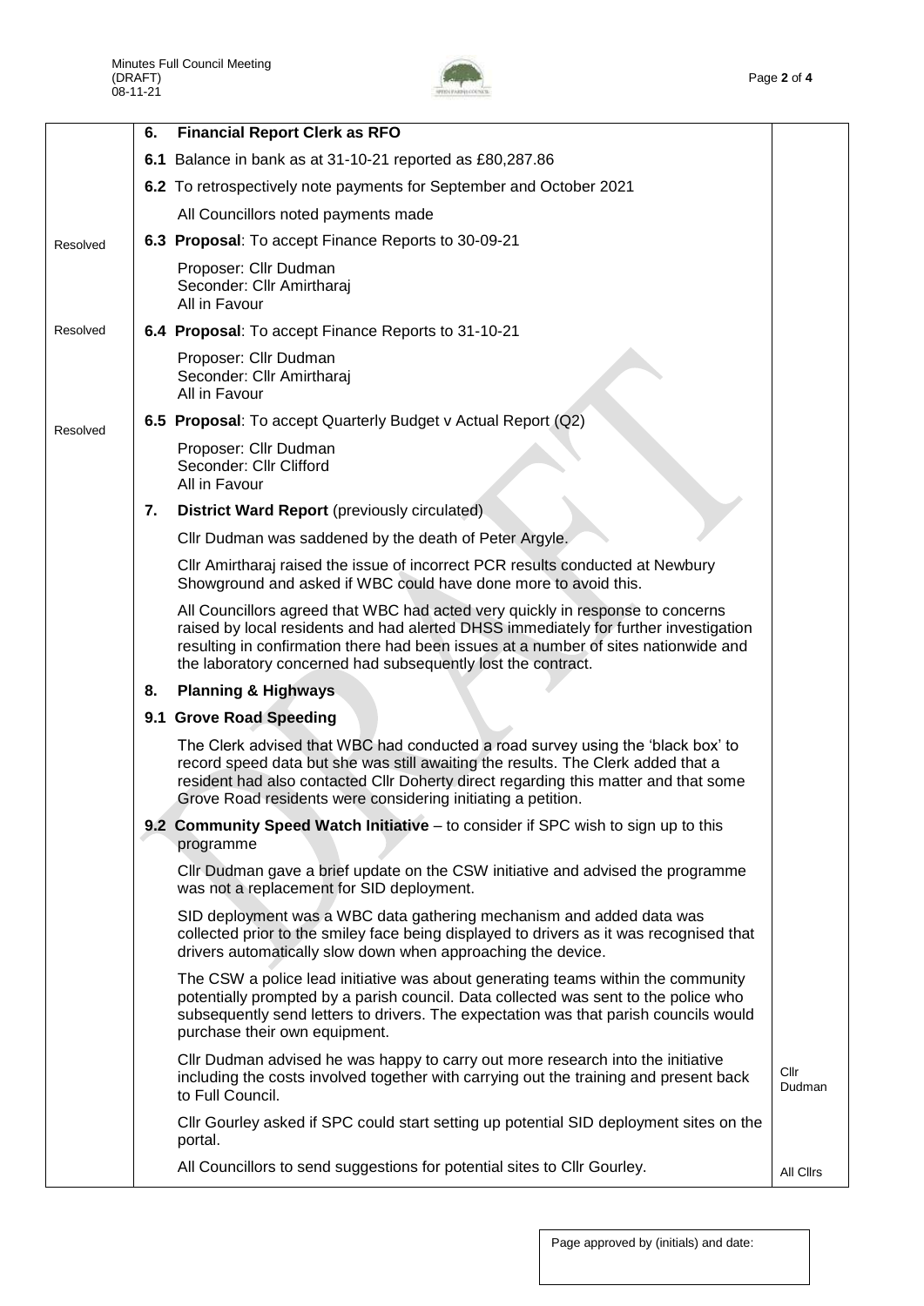| | | | |
|---|---|---|---|
| | **6.** | **Financial Report Clerk as RFO** | |
| | **6.1** | Balance in bank as at 31-10-21 reported as £80,287.86 | |
| | **6.2** | To retrospectively note payments for September and October 2021<br><br>All Councillors noted payments made | |
| Resolved | **6.3** | **Proposal**: To accept Finance Reports to 30-09-21<br><br>Proposer: Cllr Dudman<br>Seconder: Cllr Amirtharaj<br>All in Favour | |
| Resolved | **6.4** | **Proposal**: To accept Finance Reports to 31-10-21<br><br>Proposer: Cllr Dudman<br>Seconder: Cllr Amirtharaj<br>All in Favour | |
| Resolved | **6.5** | **Proposal**: To accept Quarterly Budget v Actual Report (Q2)<br><br>Proposer: Cllr Dudman<br>Seconder: Cllr Clifford<br>All in Favour | |
| | **7.** | **District Ward Report** (previously circulated)<br><br>Cllr Dudman was saddened by the death of Peter Argyle.<br><br>Cllr Amirtharaj raised the issue of incorrect PCR results conducted at Newbury Showground and asked if WBC could have done more to avoid this.<br><br>All Councillors agreed that WBC had acted very quickly in response to concerns raised by local residents and had alerted DHSS immediately for further investigation resulting in confirmation there had been issues at a number of sites nationwide and the laboratory concerned had subsequently lost the contract. | |
| | **8.** | **Planning & Highways** | |
| | **9.1** | **Grove Road Speeding**<br><br>The Clerk advised that WBC had conducted a road survey using the 'black box' to record speed data but she was still awaiting the results. The Clerk added that a resident had also contacted Cllr Doherty direct regarding this matter and that some Grove Road residents were considering initiating a petition. | |
| | **9.2** | **Community Speed Watch Initiative** – to consider if SPC wish to sign up to this programme<br><br>Cllr Dudman gave a brief update on the CSW initiative and advised the programme was not a replacement for SID deployment.<br><br>SID deployment was a WBC data gathering mechanism and added data was collected prior to the smiley face being displayed to drivers as it was recognised that drivers automatically slow down when approaching the device.<br><br>The CSW a police lead initiative was about generating teams within the community potentially prompted by a parish council. Data collected was sent to the police who subsequently send letters to drivers. The expectation was that parish councils would purchase their own equipment. | |
| | | Cllr Dudman advised he was happy to carry out more research into the initiative including the costs involved together with carrying out the training and present back to Full Council. | Cllr Dudman |
| | | Cllr Gourley asked if SPC could start setting up potential SID deployment sites on the portal. | |
| | | All Councillors to send suggestions for potential sites to Cllr Gourley. | All Cllrs |

Page approved by (initials) and date: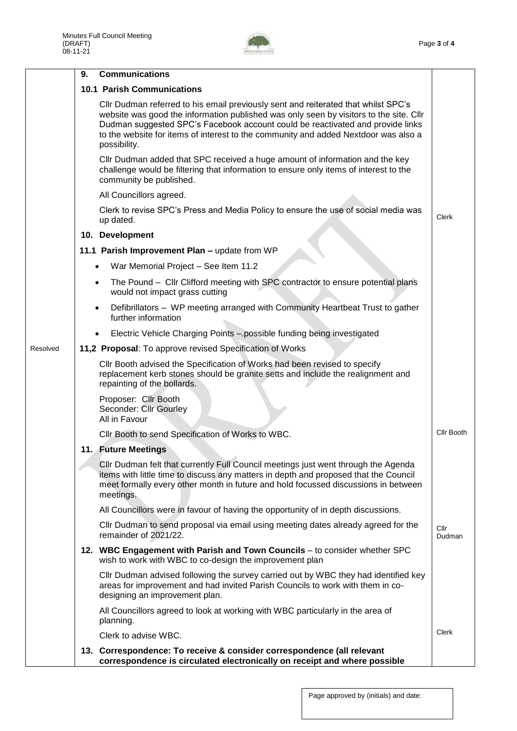| | | |
|---|---|---|
| | **9. Communications** | |
| | **10.1 Parish Communications** | |
| | Cllr Dudman referred to his email previously sent and reiterated that whilst SPC's website was good the information published was only seen by visitors to the site. Cllr Dudman suggested SPC's Facebook account could be reactivated and provide links to the website for items of interest to the community and added Nextdoor was also a possibility. | |
| | Cllr Dudman added that SPC received a huge amount of information and the key challenge would be filtering that information to ensure only items of interest to the community be published. | |
| | All Councillors agreed. | |
| | Clerk to revise SPC's Press and Media Policy to ensure the use of social media was up dated. | Clerk |
| | **10. Development** | |
| | **11.1 Parish Improvement Plan –** update from WP<br>• War Memorial Project – See Item 11.2<br>• The Pound – Cllr Clifford meeting with SPC contractor to ensure potential plans would not impact grass cutting<br>• Defibrillators – WP meeting arranged with Community Heartbeat Trust to gather further information<br>• Electric Vehicle Charging Points –.possible funding being investigated | |
| Resolved | **11,2 Proposal**: To approve revised Specification of Works | |
| | Cllr Booth advised the Specification of Works had been revised to specify replacement kerb stones should be granite setts and include the realignment and repainting of the bollards. | |
| | Proposer: Cllr Booth<br>Seconder: Cllr Gourley<br>All in Favour | |
| | Cllr Booth to send Specification of Works to WBC. | Cllr Booth |
| | **11. Future Meetings** | |
| | Cllr Dudman felt that currently Full Council meetings just went through the Agenda items with little time to discuss any matters in depth and proposed that the Council meet formally every other month in future and hold focussed discussions in between meetings. | |
| | All Councillors were in favour of having the opportunity of in depth discussions. | |
| | Cllr Dudman to send proposal via email using meeting dates already agreed for the remainder of 2021/22. | Cllr Dudman |
| | **12. WBC Engagement with Parish and Town Councils** – to consider whether SPC wish to work with WBC to co-design the improvement plan | |
| | Cllr Dudman advised following the survey carried out by WBC they had identified key areas for improvement and had invited Parish Councils to work with them in co-designing an improvement plan. | |
| | All Councillors agreed to look at working with WBC particularly in the area of planning. | |
| | Clerk to advise WBC. | Clerk |
| | **13. Correspondence: To receive & consider correspondence (all relevant correspondence is circulated electronically on receipt and where possible** | |

Page approved by (initials) and date: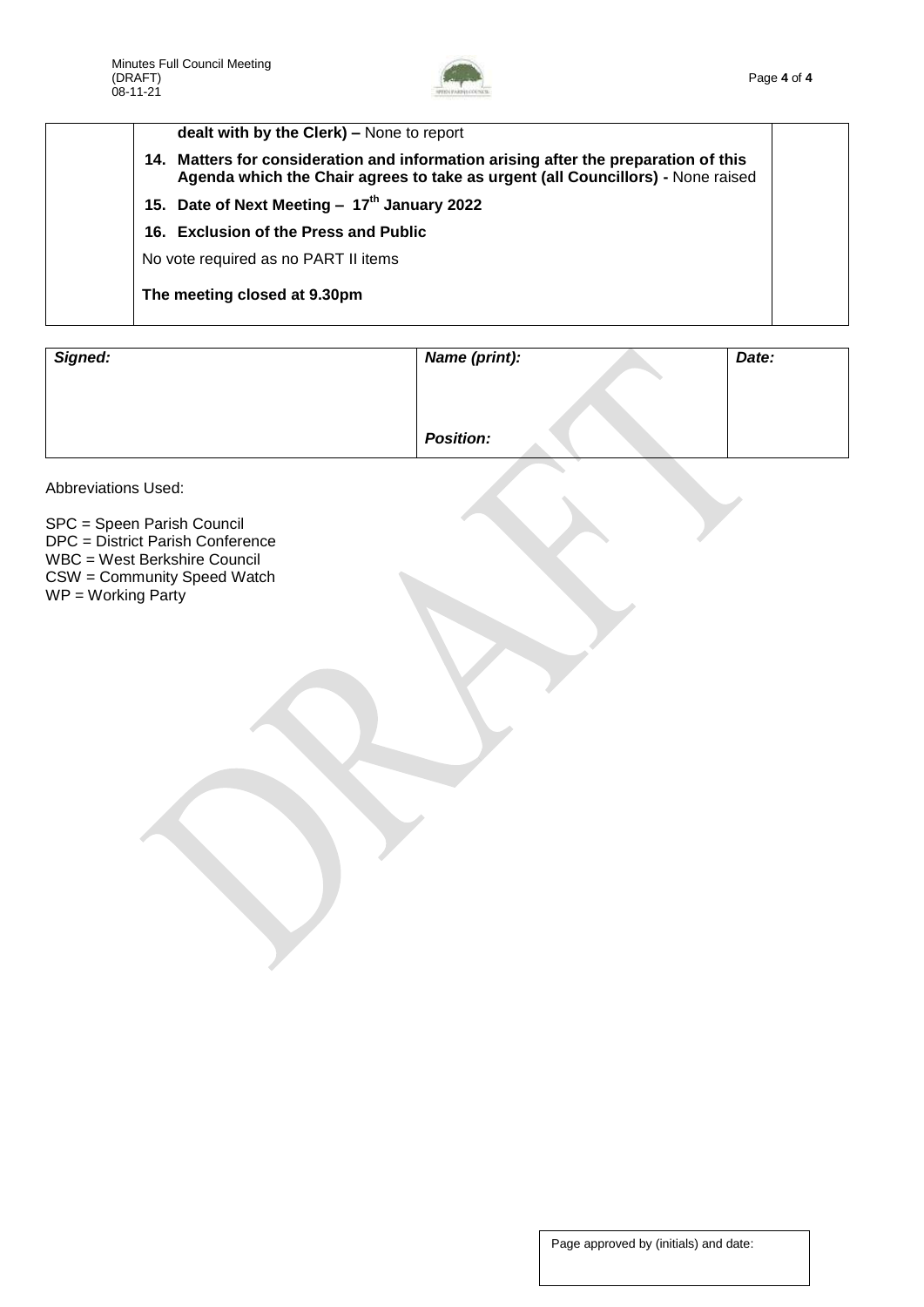**dealt with by the Clerk) –** None to report

14. **Matters for consideration and information arising after the preparation of this Agenda which the Chair agrees to take as urgent (all Councillors) -** None raised

15. **Date of Next Meeting – 17th January 2022**

16. **Exclusion of the Press and Public**

No vote required as no PART II items

**The meeting closed at 9.30pm**

| | | |
|---|---|---|
| ***Signed:*** | ***Name (print):*** <br><br> ***Position:*** | ***Date:*** |

Abbreviations Used:

SPC = Speen Parish Council
DPC = District Parish Conference
WBC = West Berkshire Council
CSW = Community Speed Watch
WP = Working Party

Page approved by (initials) and date: